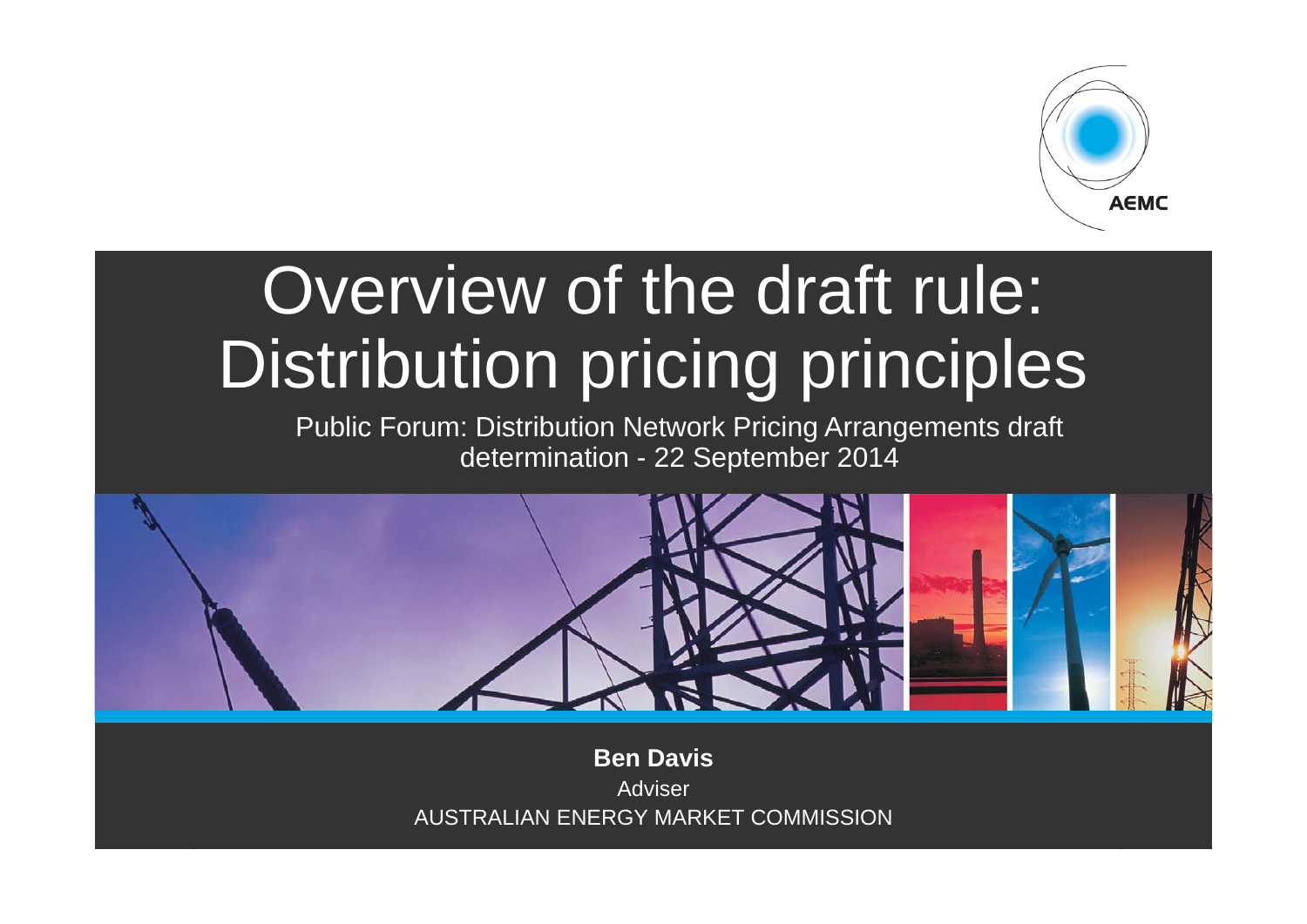AEMC

# Overview of the draft rule: Distribution pricing principles

Public Forum: Distribution Network Pricing Arrangements draft determination - 22 September 2014

**Ben Davis**

Adviser

AUSTRALIAN ENERGY MARKET COMMISSION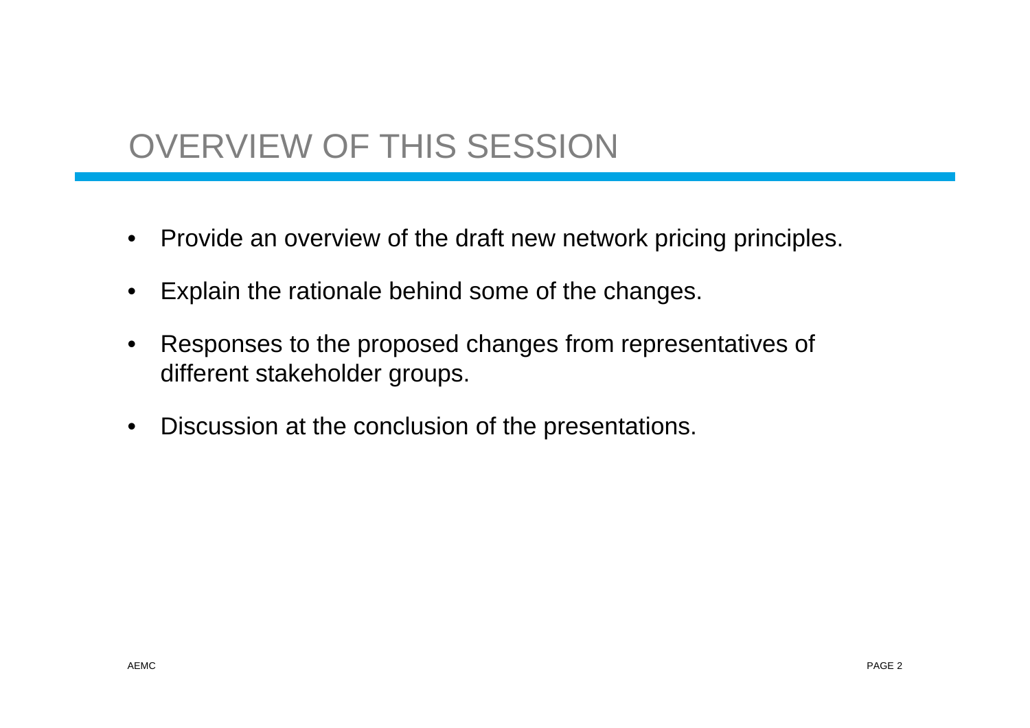# OVERVIEW OF THIS SESSION

- Provide an overview of the draft new network pricing principles.
- Explain the rationale behind some of the changes.
- Responses to the proposed changes from representatives of different stakeholder groups.
- Discussion at the conclusion of the presentations.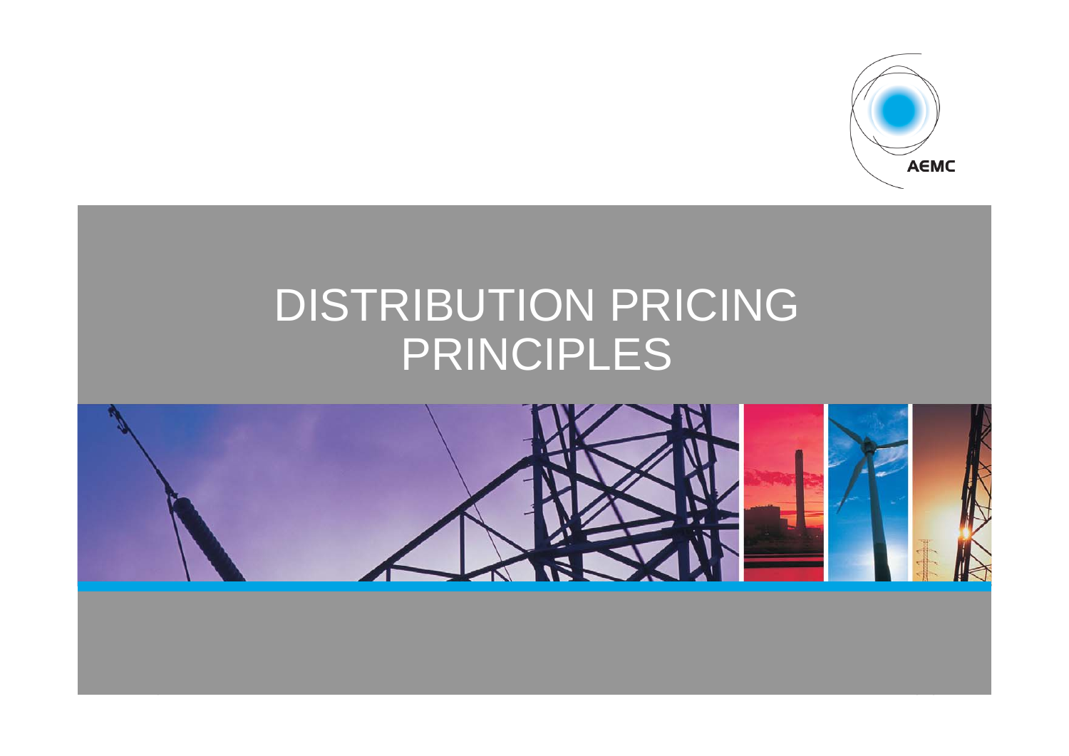# DISTRIBUTION PRICING PRINCIPLES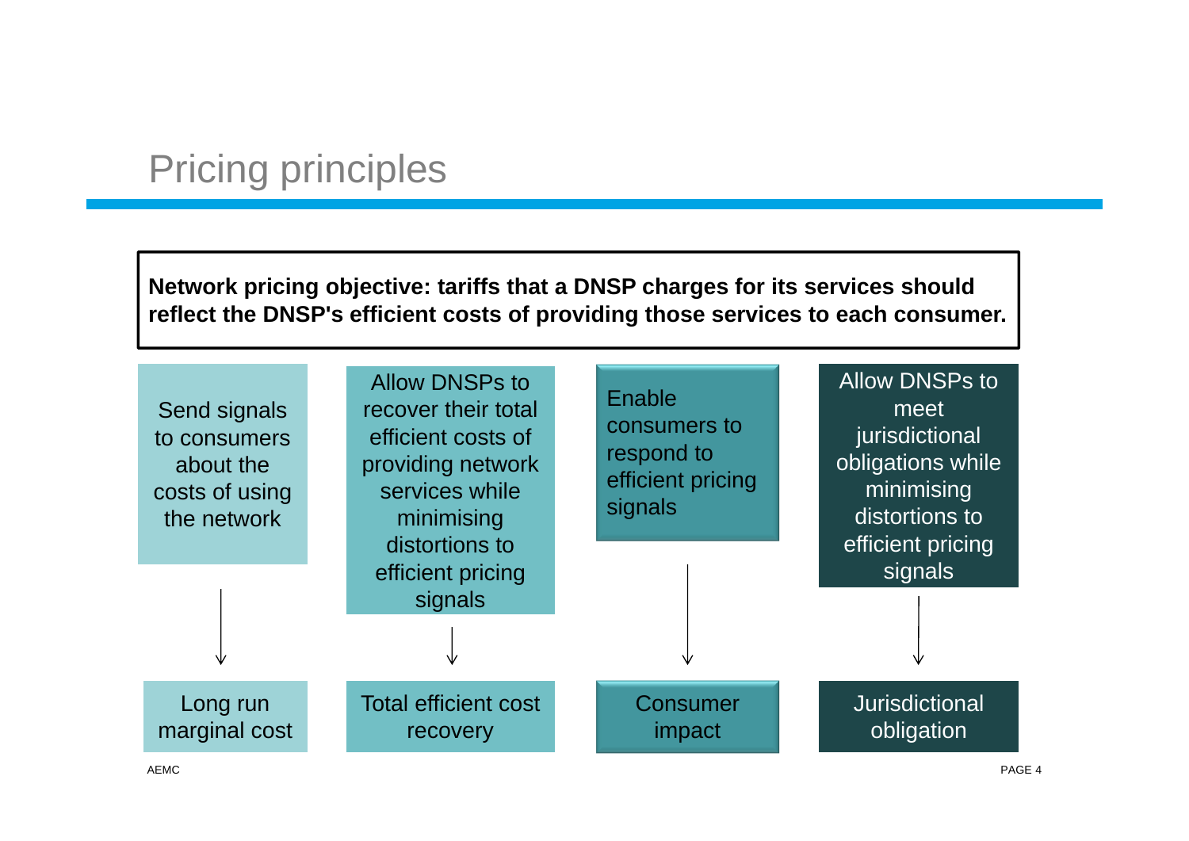# Pricing principles

**Network pricing objective: tariffs that a DNSP charges for its services should reflect the DNSP's efficient costs of providing those services to each consumer.**

- Send signals to consumers about the costs of using the network → **Long run marginal cost**
- Allow DNSPs to recover their total efficient costs of providing network services while minimising distortions to efficient pricing signals → **Total efficient cost recovery**
- Enable consumers to respond to efficient pricing signals → **Consumer impact**
- Allow DNSPs to meet jurisdictional obligations while minimising distortions to efficient pricing signals → **Jurisdictional obligation**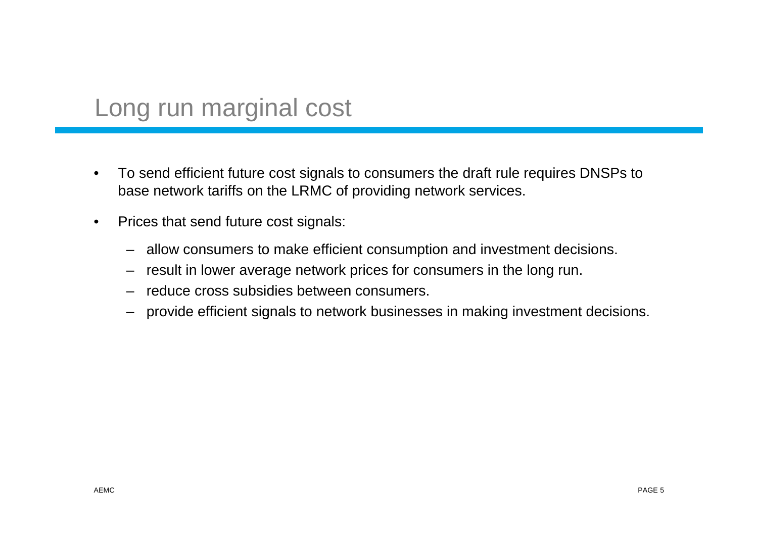# Long run marginal cost

- To send efficient future cost signals to consumers the draft rule requires DNSPs to base network tariffs on the LRMC of providing network services.
- Prices that send future cost signals:
  - allow consumers to make efficient consumption and investment decisions.
  - result in lower average network prices for consumers in the long run.
  - reduce cross subsidies between consumers.
  - provide efficient signals to network businesses in making investment decisions.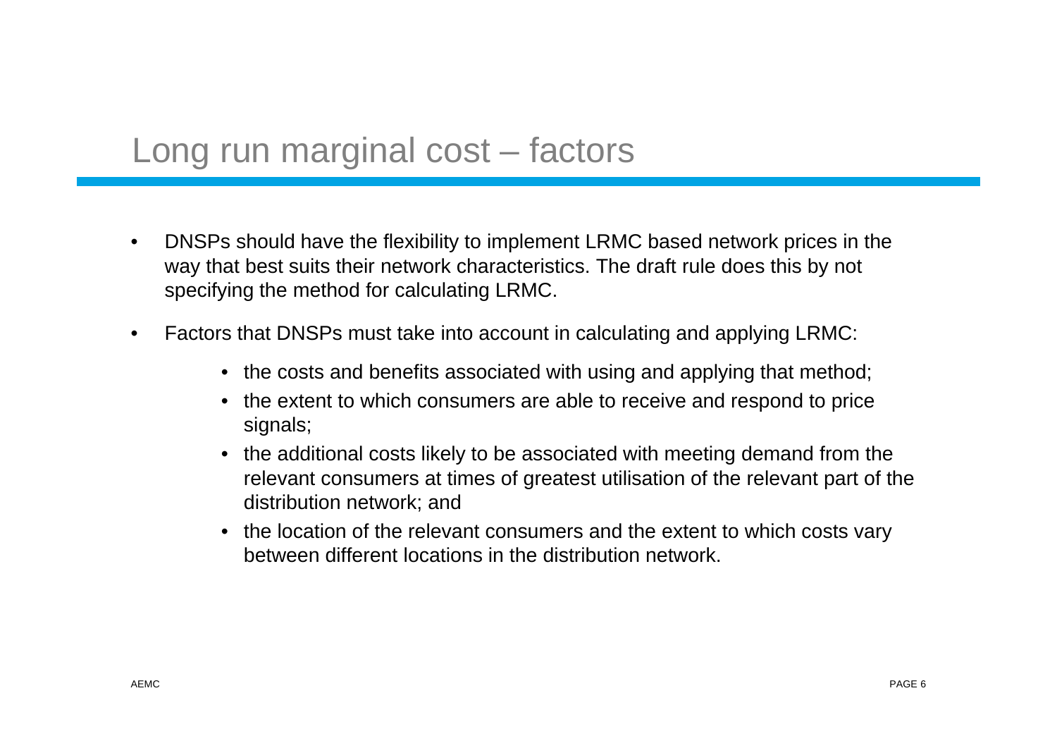# Long run marginal cost – factors

- DNSPs should have the flexibility to implement LRMC based network prices in the way that best suits their network characteristics. The draft rule does this by not specifying the method for calculating LRMC.
- Factors that DNSPs must take into account in calculating and applying LRMC:
  - the costs and benefits associated with using and applying that method;
  - the extent to which consumers are able to receive and respond to price signals;
  - the additional costs likely to be associated with meeting demand from the relevant consumers at times of greatest utilisation of the relevant part of the distribution network; and
  - the location of the relevant consumers and the extent to which costs vary between different locations in the distribution network.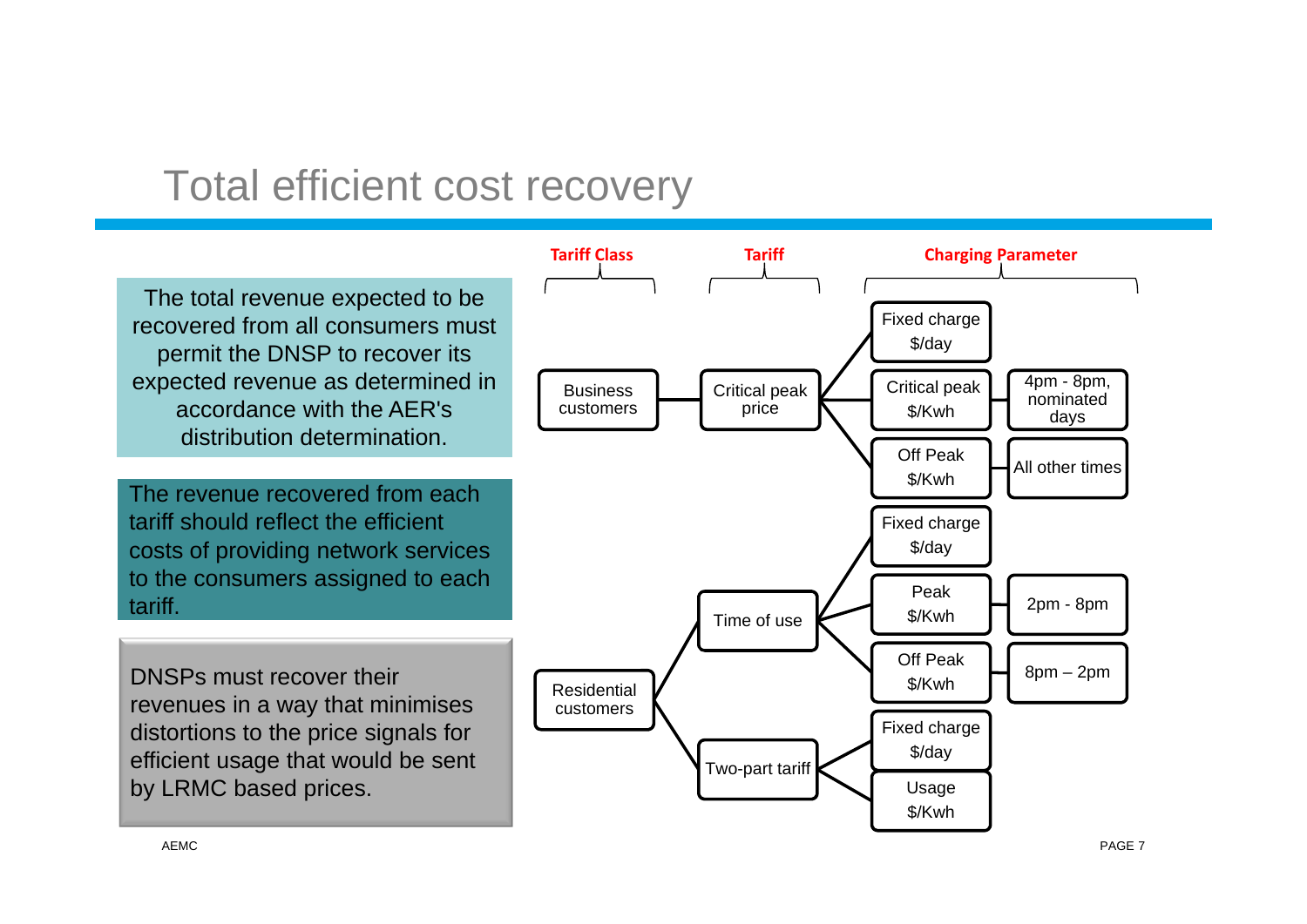# Total efficient cost recovery

The total revenue expected to be recovered from all consumers must permit the DNSP to recover its expected revenue as determined in accordance with the AER's distribution determination.

The revenue recovered from each tariff should reflect the efficient costs of providing network services to the consumers assigned to each tariff.

DNSPs must recover their revenues in a way that minimises distortions to the price signals for efficient usage that would be sent by LRMC based prices.

| Tariff Class | Tariff | Charging Parameter | |
|---|---|---|---|
| Business customers | Critical peak price | Fixed charge $/day | |
| | | Critical peak $/Kwh | 4pm - 8pm, nominated days |
| | | Off Peak $/Kwh | All other times |
| Residential customers | Time of use | Fixed charge $/day | |
| | | Peak $/Kwh | 2pm - 8pm |
| | | Off Peak $/Kwh | 8pm – 2pm |
| | Two-part tariff | Fixed charge $/day | |
| | | Usage $/Kwh | |

AEMC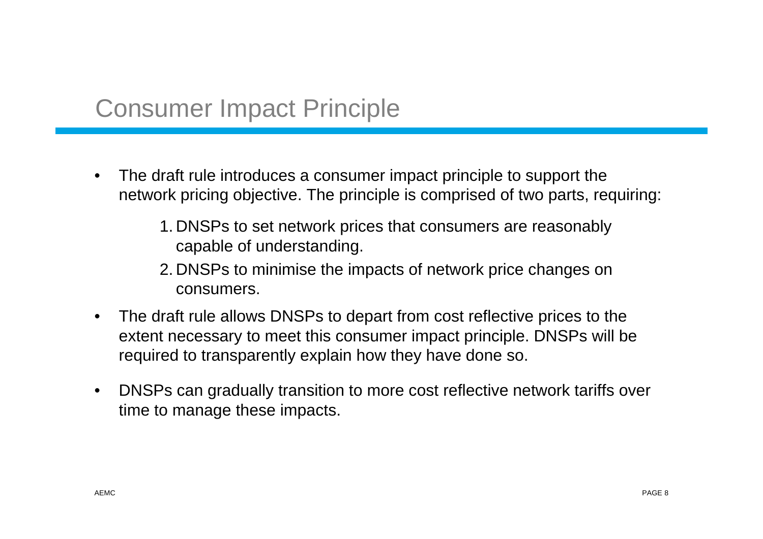# Consumer Impact Principle

- The draft rule introduces a consumer impact principle to support the network pricing objective. The principle is comprised of two parts, requiring:
    1. DNSPs to set network prices that consumers are reasonably capable of understanding.
    2. DNSPs to minimise the impacts of network price changes on consumers.
- The draft rule allows DNSPs to depart from cost reflective prices to the extent necessary to meet this consumer impact principle. DNSPs will be required to transparently explain how they have done so.
- DNSPs can gradually transition to more cost reflective network tariffs over time to manage these impacts.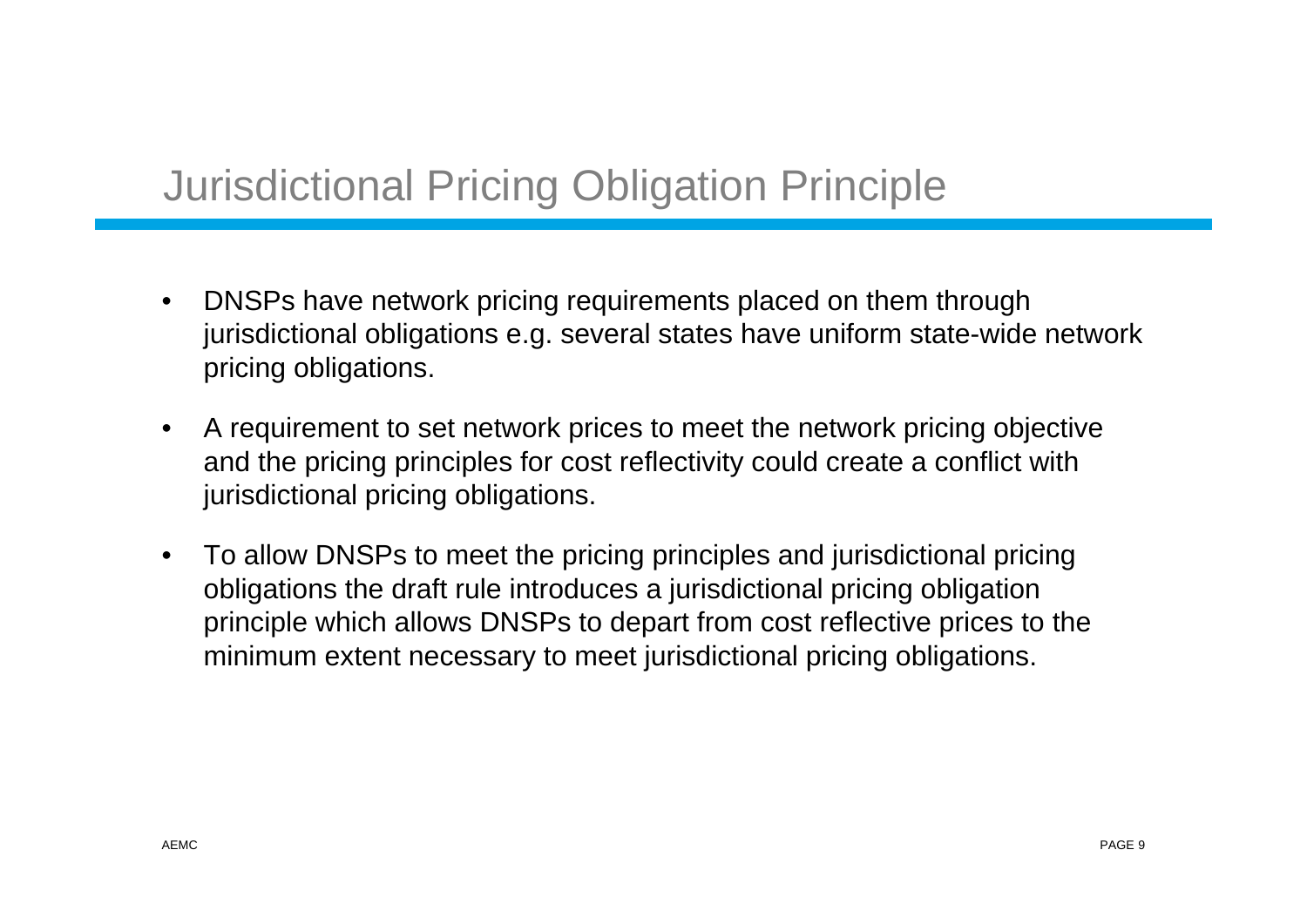# Jurisdictional Pricing Obligation Principle

- DNSPs have network pricing requirements placed on them through jurisdictional obligations e.g. several states have uniform state-wide network pricing obligations.
- A requirement to set network prices to meet the network pricing objective and the pricing principles for cost reflectivity could create a conflict with jurisdictional pricing obligations.
- To allow DNSPs to meet the pricing principles and jurisdictional pricing obligations the draft rule introduces a jurisdictional pricing obligation principle which allows DNSPs to depart from cost reflective prices to the minimum extent necessary to meet jurisdictional pricing obligations.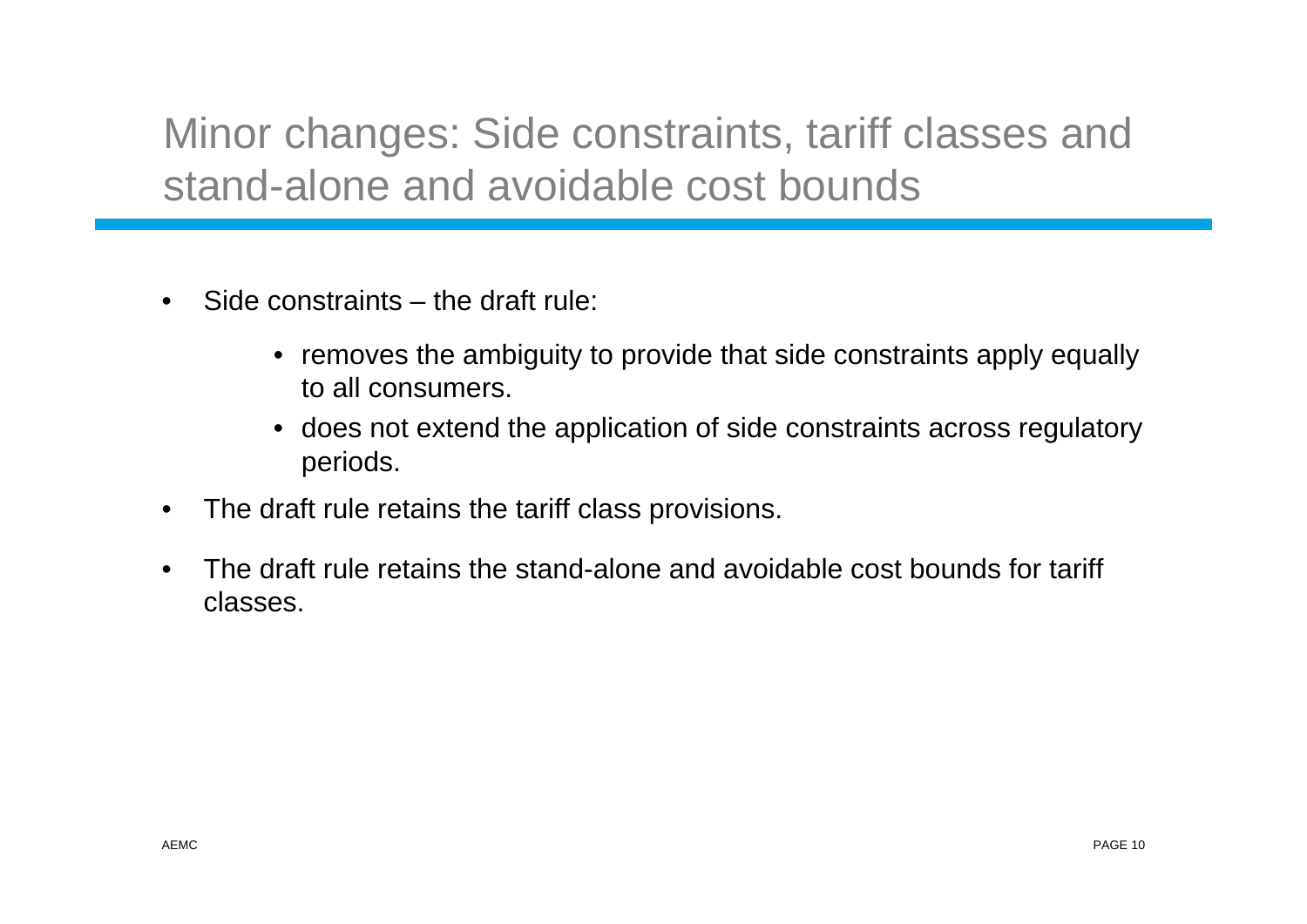# Minor changes: Side constraints, tariff classes and stand-alone and avoidable cost bounds

- Side constraints – the draft rule:
  - removes the ambiguity to provide that side constraints apply equally to all consumers.
  - does not extend the application of side constraints across regulatory periods.
- The draft rule retains the tariff class provisions.
- The draft rule retains the stand-alone and avoidable cost bounds for tariff classes.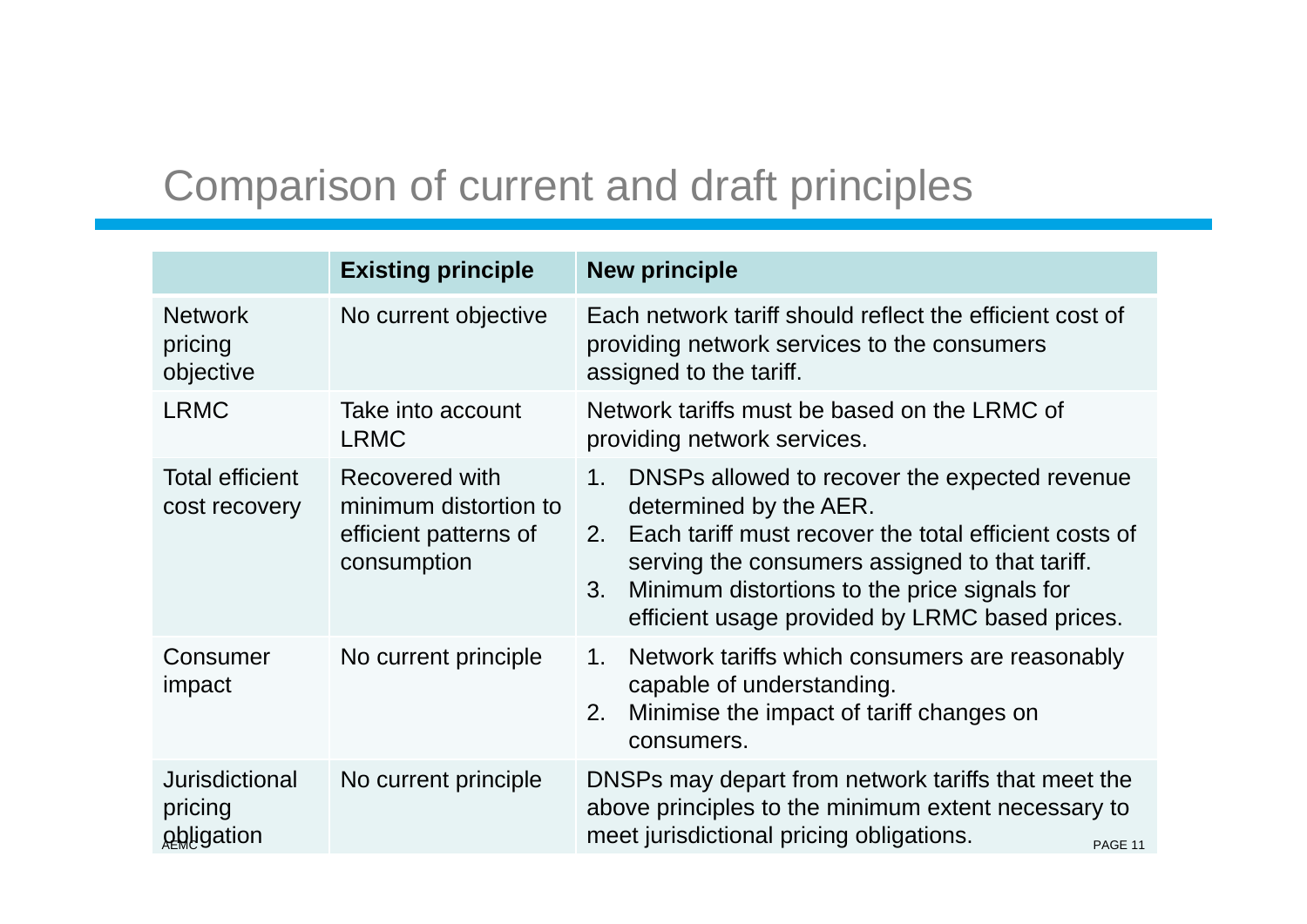# Comparison of current and draft principles

| | Existing principle | New principle |
|---|---|---|
| Network pricing objective | No current objective | Each network tariff should reflect the efficient cost of providing network services to the consumers assigned to the tariff. |
| LRMC | Take into account LRMC | Network tariffs must be based on the LRMC of providing network services. |
| Total efficient cost recovery | Recovered with minimum distortion to efficient patterns of consumption | 1. DNSPs allowed to recover the expected revenue determined by the AER.<br>2. Each tariff must recover the total efficient costs of serving the consumers assigned to that tariff.<br>3. Minimum distortions to the price signals for efficient usage provided by LRMC based prices. |
| Consumer impact | No current principle | 1. Network tariffs which consumers are reasonably capable of understanding.<br>2. Minimise the impact of tariff changes on consumers. |
| Jurisdictional pricing obligation | No current principle | DNSPs may depart from network tariffs that meet the above principles to the minimum extent necessary to meet jurisdictional pricing obligations. |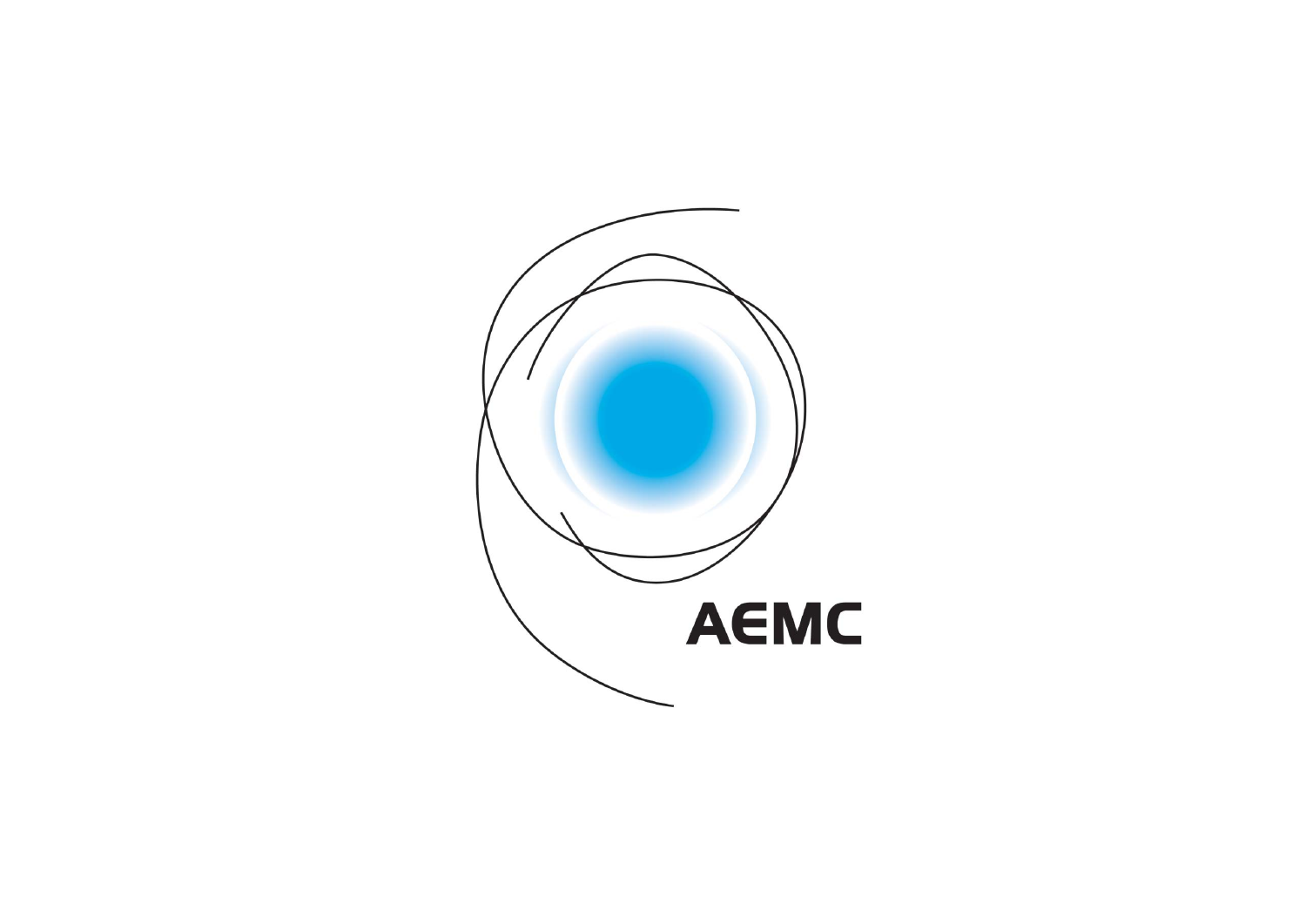AEMC